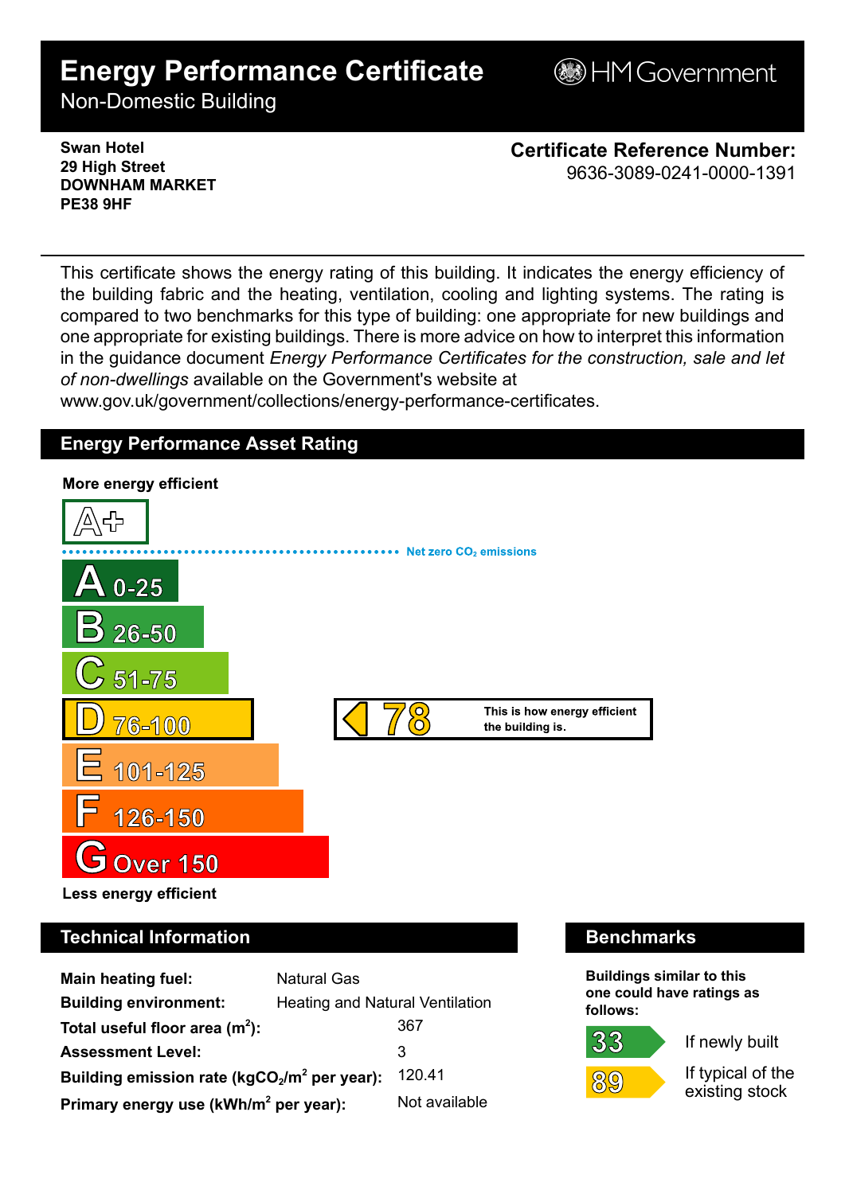# Energy Performance Certificate

Non-Domestic Building

HM Government

**Swan Hotel**
**29 High Street**
**DOWNHAM MARKET**
**PE38 9HF**

**Certificate Reference Number:**
9636-3089-0241-0000-1391

This certificate shows the energy rating of this building. It indicates the energy efficiency of the building fabric and the heating, ventilation, cooling and lighting systems. The rating is compared to two benchmarks for this type of building: one appropriate for new buildings and one appropriate for existing buildings. There is more advice on how to interpret this information in the guidance document *Energy Performance Certificates for the construction, sale and let of non-dwellings* available on the Government's website at www.gov.uk/government/collections/energy-performance-certificates.

## Energy Performance Asset Rating

**More energy efficient**

- A+
- Net zero $CO_2$ emissions
- A 0-25
- B 26-50
- C 51-75
- D 76-100 — **78** This is how energy efficient the building is.
- E 101-125
- F 126-150
- G Over 150

**Less energy efficient**

## Technical Information

| | |
|---|---|
| **Main heating fuel:** | Natural Gas |
| **Building environment:** | Heating and Natural Ventilation |
| **Total useful floor area ($m^2$):** | 367 |
| **Assessment Level:** | 3 |
| **Building emission rate ($kgCO_2/m^2$ per year):** | 120.41 |
| **Primary energy use ($kWh/m^2$ per year):** | Not available |

## Benchmarks

**Buildings similar to this one could have ratings as follows:**

- **33** If newly built
- **89** If typical of the existing stock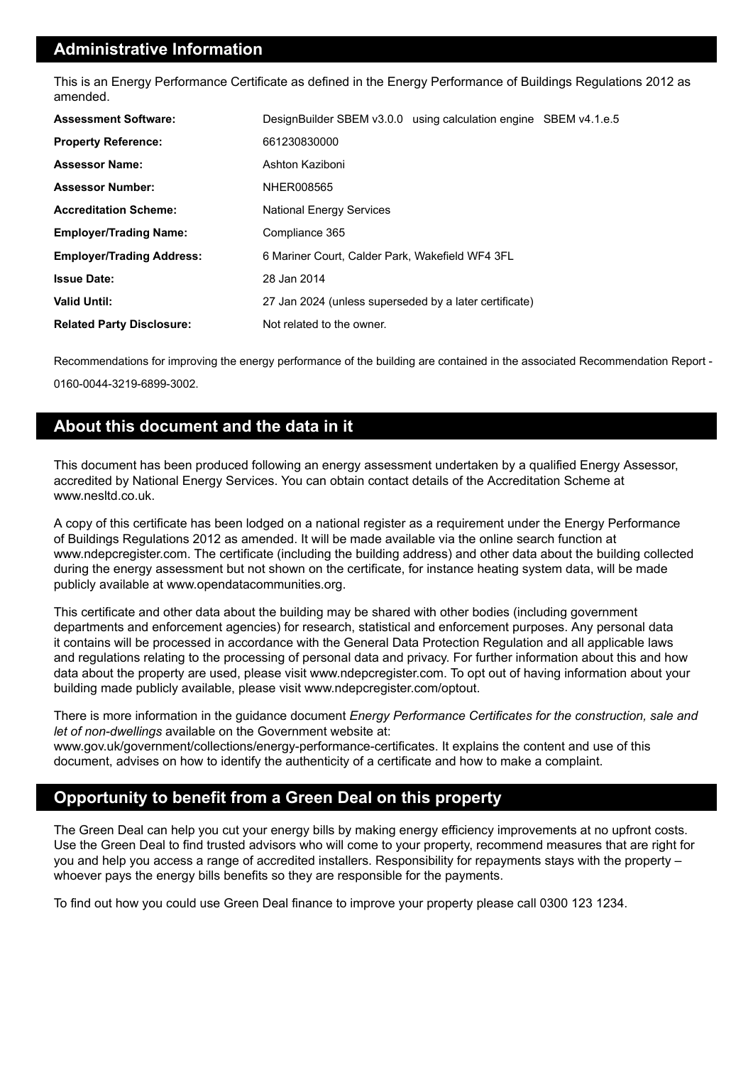## Administrative Information

This is an Energy Performance Certificate as defined in the Energy Performance of Buildings Regulations 2012 as amended.

| | |
|---|---|
| **Assessment Software:** | DesignBuilder SBEM v3.0.0 using calculation engine SBEM v4.1.e.5 |
| **Property Reference:** | 661230830000 |
| **Assessor Name:** | Ashton Kaziboni |
| **Assessor Number:** | NHER008565 |
| **Accreditation Scheme:** | National Energy Services |
| **Employer/Trading Name:** | Compliance 365 |
| **Employer/Trading Address:** | 6 Mariner Court, Calder Park, Wakefield WF4 3FL |
| **Issue Date:** | 28 Jan 2014 |
| **Valid Until:** | 27 Jan 2024 (unless superseded by a later certificate) |
| **Related Party Disclosure:** | Not related to the owner. |

Recommendations for improving the energy performance of the building are contained in the associated Recommendation Report - 0160-0044-3219-6899-3002.

## About this document and the data in it

This document has been produced following an energy assessment undertaken by a qualified Energy Assessor, accredited by National Energy Services. You can obtain contact details of the Accreditation Scheme at www.nesltd.co.uk.

A copy of this certificate has been lodged on a national register as a requirement under the Energy Performance of Buildings Regulations 2012 as amended. It will be made available via the online search function at www.ndepcregister.com. The certificate (including the building address) and other data about the building collected during the energy assessment but not shown on the certificate, for instance heating system data, will be made publicly available at www.opendatacommunities.org.

This certificate and other data about the building may be shared with other bodies (including government departments and enforcement agencies) for research, statistical and enforcement purposes. Any personal data it contains will be processed in accordance with the General Data Protection Regulation and all applicable laws and regulations relating to the processing of personal data and privacy. For further information about this and how data about the property are used, please visit www.ndepcregister.com. To opt out of having information about your building made publicly available, please visit www.ndepcregister.com/optout.

There is more information in the guidance document *Energy Performance Certificates for the construction, sale and let of non-dwellings* available on the Government website at: www.gov.uk/government/collections/energy-performance-certificates. It explains the content and use of this document, advises on how to identify the authenticity of a certificate and how to make a complaint.

## Opportunity to benefit from a Green Deal on this property

The Green Deal can help you cut your energy bills by making energy efficiency improvements at no upfront costs. Use the Green Deal to find trusted advisors who will come to your property, recommend measures that are right for you and help you access a range of accredited installers. Responsibility for repayments stays with the property – whoever pays the energy bills benefits so they are responsible for the payments.

To find out how you could use Green Deal finance to improve your property please call 0300 123 1234.